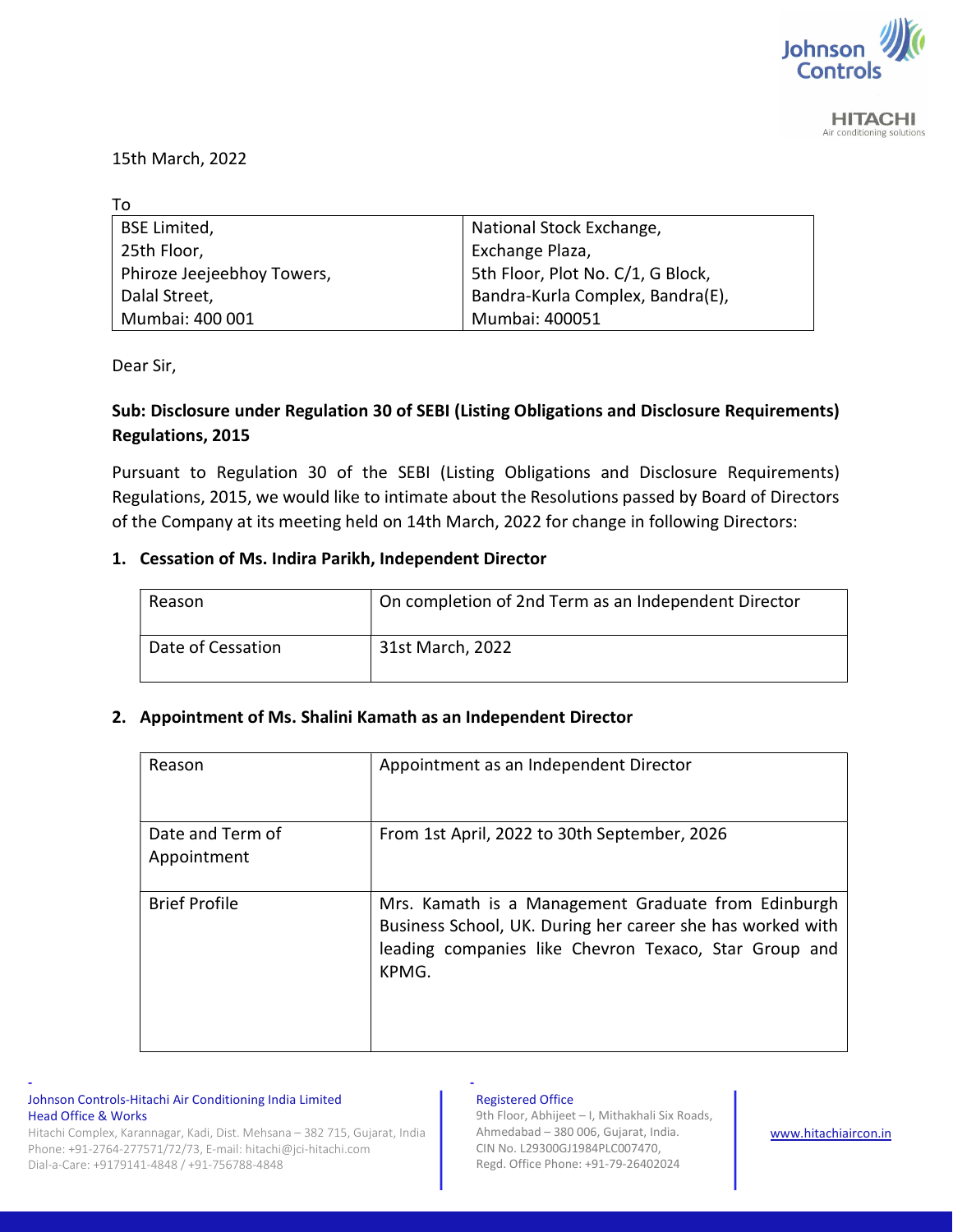15th March, 2022

To

| BSE Limited, | National Stock Exchange, |
|---|---|
| 25th Floor, | Exchange Plaza, |
| Phiroze Jeejeebhoy Towers, | 5th Floor, Plot No. C/1, G Block, |
| Dalal Street, | Bandra-Kurla Complex, Bandra(E), |
| Mumbai: 400 001 | Mumbai: 400051 |

Dear Sir,

**Sub: Disclosure under Regulation 30 of SEBI (Listing Obligations and Disclosure Requirements) Regulations, 2015**

Pursuant to Regulation 30 of the SEBI (Listing Obligations and Disclosure Requirements) Regulations, 2015, we would like to intimate about the Resolutions passed by Board of Directors of the Company at its meeting held on 14th March, 2022 for change in following Directors:

**1. Cessation of Ms. Indira Parikh, Independent Director**

| Reason | On completion of 2nd Term as an Independent Director |
|---|---|
| Date of Cessation | 31st March, 2022 |

**2. Appointment of Ms. Shalini Kamath as an Independent Director**

| Reason | Appointment as an Independent Director |
|---|---|
| Date and Term of Appointment | From 1st April, 2022 to 30th September, 2026 |
| Brief Profile | Mrs. Kamath is a Management Graduate from Edinburgh Business School, UK. During her career she has worked with leading companies like Chevron Texaco, Star Group and KPMG. |

Johnson Controls-Hitachi Air Conditioning India Limited
Head Office & Works
Hitachi Complex, Karannagar, Kadi, Dist. Mehsana – 382 715, Gujarat, India
Phone: +91-2764-277571/72/73, E-mail: hitachi@jci-hitachi.com
Dial-a-Care: +9179141-4848 / +91-756788-4848

Registered Office
9th Floor, Abhijeet – I, Mithakhali Six Roads,
Ahmedabad – 380 006, Gujarat, India.
CIN No. L29300GJ1984PLC007470,
Regd. Office Phone: +91-79-26402024

www.hitachiaircon.in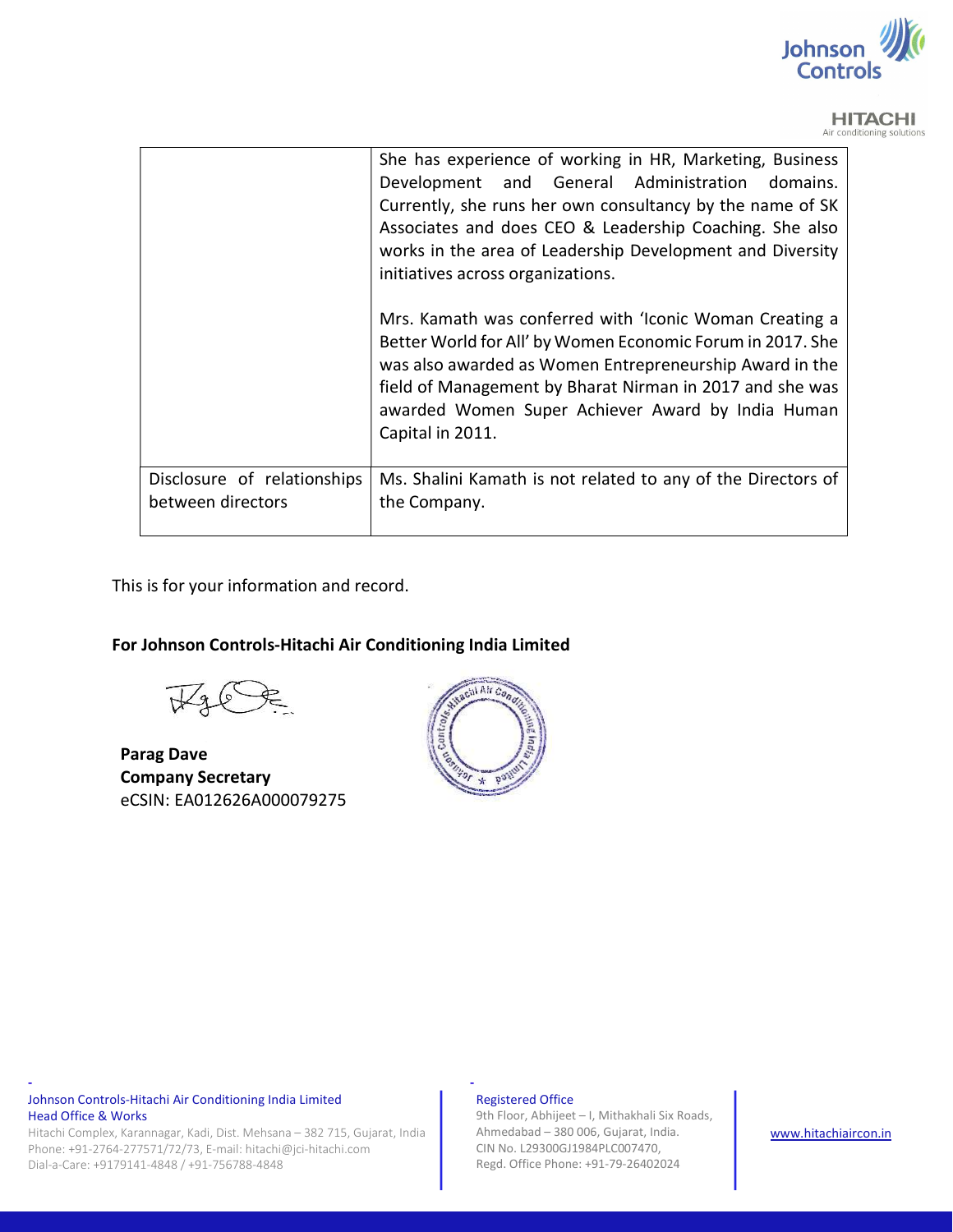| | |
|---|---|
| | She has experience of working in HR, Marketing, Business Development and General Administration domains. Currently, she runs her own consultancy by the name of SK Associates and does CEO & Leadership Coaching. She also works in the area of Leadership Development and Diversity initiatives across organizations.<br><br>Mrs. Kamath was conferred with 'Iconic Woman Creating a Better World for All' by Women Economic Forum in 2017. She was also awarded as Women Entrepreneurship Award in the field of Management by Bharat Nirman in 2017 and she was awarded Women Super Achiever Award by India Human Capital in 2011. |
| Disclosure of relationships between directors | Ms. Shalini Kamath is not related to any of the Directors of the Company. |

This is for your information and record.

**For Johnson Controls-Hitachi Air Conditioning India Limited**

**Parag Dave**
**Company Secretary**
eCSIN: EA012626A000079275

Johnson Controls-Hitachi Air Conditioning India Limited
Head Office & Works
Hitachi Complex, Karannagar, Kadi, Dist. Mehsana – 382 715, Gujarat, India
Phone: +91-2764-277571/72/73, E-mail: hitachi@jci-hitachi.com
Dial-a-Care: +9179141-4848 / +91-756788-4848

Registered Office
9th Floor, Abhijeet – I, Mithakhali Six Roads,
Ahmedabad – 380 006, Gujarat, India.
CIN No. L29300GJ1984PLC007470,
Regd. Office Phone: +91-79-26402024

www.hitachiaircon.in